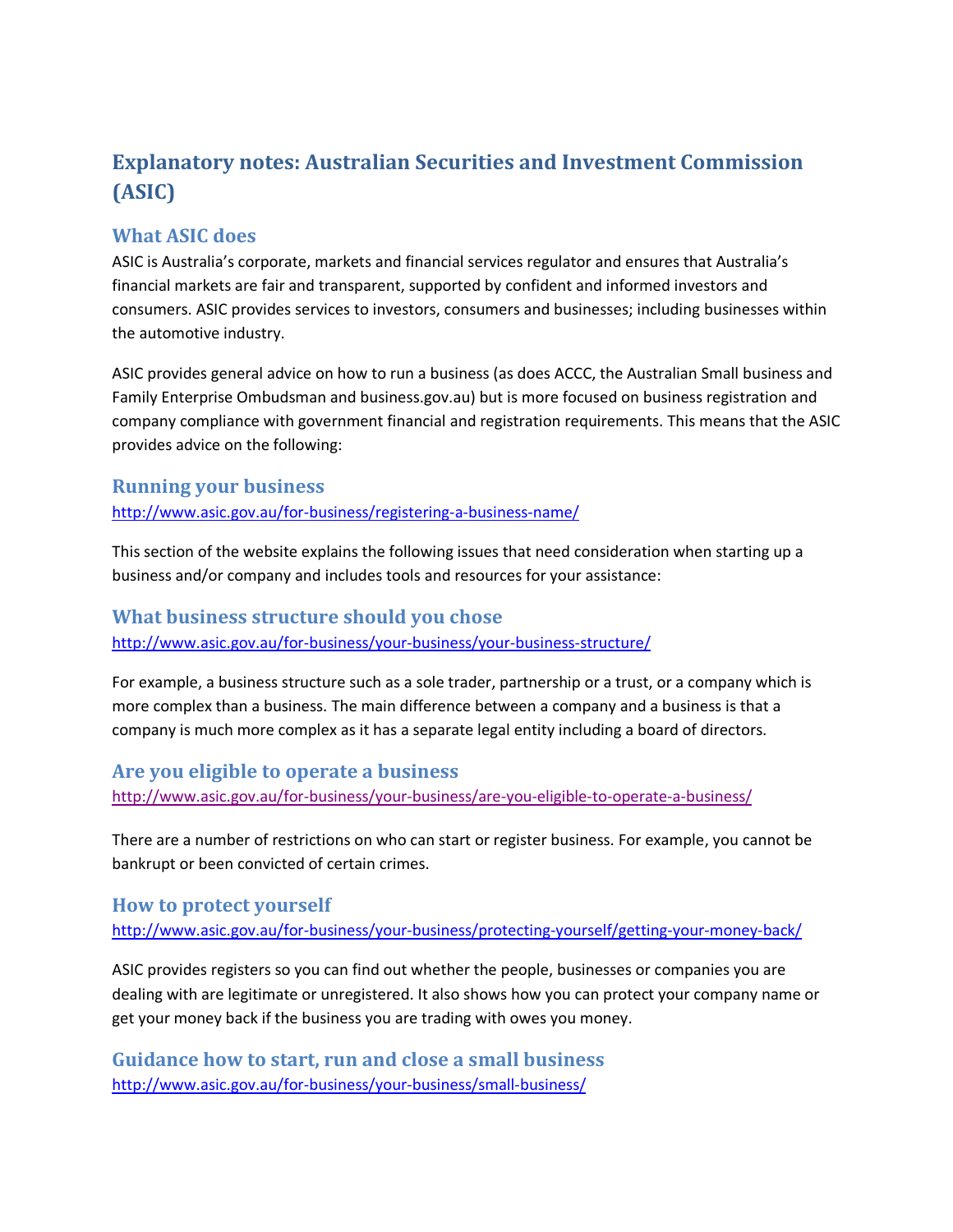# Explanatory notes: Australian Securities and Investment Commission (ASIC)

## What ASIC does

ASIC is Australia's corporate, markets and financial services regulator and ensures that Australia's financial markets are fair and transparent, supported by confident and informed investors and consumers. ASIC provides services to investors, consumers and businesses; including businesses within the automotive industry.

ASIC provides general advice on how to run a business (as does ACCC, the Australian Small business and Family Enterprise Ombudsman and business.gov.au) but is more focused on business registration and company compliance with government financial and registration requirements. This means that the ASIC provides advice on the following:

## Running your business

http://www.asic.gov.au/for-business/registering-a-business-name/

This section of the website explains the following issues that need consideration when starting up a business and/or company and includes tools and resources for your assistance:

## What business structure should you chose

http://www.asic.gov.au/for-business/your-business/your-business-structure/

For example, a business structure such as a sole trader, partnership or a trust, or a company which is more complex than a business. The main difference between a company and a business is that a company is much more complex as it has a separate legal entity including a board of directors.

## Are you eligible to operate a business

http://www.asic.gov.au/for-business/your-business/are-you-eligible-to-operate-a-business/

There are a number of restrictions on who can start or register business. For example, you cannot be bankrupt or been convicted of certain crimes.

## How to protect yourself

http://www.asic.gov.au/for-business/your-business/protecting-yourself/getting-your-money-back/

ASIC provides registers so you can find out whether the people, businesses or companies you are dealing with are legitimate or unregistered. It also shows how you can protect your company name or get your money back if the business you are trading with owes you money.

## Guidance how to start, run and close a small business

http://www.asic.gov.au/for-business/your-business/small-business/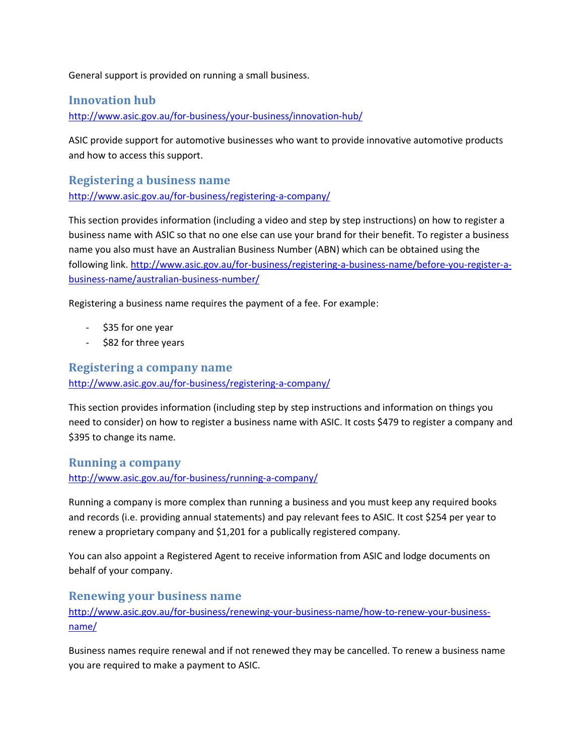General support is provided on running a small business.

## Innovation hub

http://www.asic.gov.au/for-business/your-business/innovation-hub/

ASIC provide support for automotive businesses who want to provide innovative automotive products and how to access this support.

## Registering a business name

http://www.asic.gov.au/for-business/registering-a-company/

This section provides information (including a video and step by step instructions) on how to register a business name with ASIC so that no one else can use your brand for their benefit. To register a business name you also must have an Australian Business Number (ABN) which can be obtained using the following link. http://www.asic.gov.au/for-business/registering-a-business-name/before-you-register-a-business-name/australian-business-number/

Registering a business name requires the payment of a fee. For example:

- $35 for one year
- $82 for three years

## Registering a company name

http://www.asic.gov.au/for-business/registering-a-company/

This section provides information (including step by step instructions and information on things you need to consider) on how to register a business name with ASIC. It costs $479 to register a company and $395 to change its name.

## Running a company

http://www.asic.gov.au/for-business/running-a-company/

Running a company is more complex than running a business and you must keep any required books and records (i.e. providing annual statements) and pay relevant fees to ASIC. It cost $254 per year to renew a proprietary company and $1,201 for a publically registered company.

You can also appoint a Registered Agent to receive information from ASIC and lodge documents on behalf of your company.

## Renewing your business name

http://www.asic.gov.au/for-business/renewing-your-business-name/how-to-renew-your-business-name/

Business names require renewal and if not renewed they may be cancelled. To renew a business name you are required to make a payment to ASIC.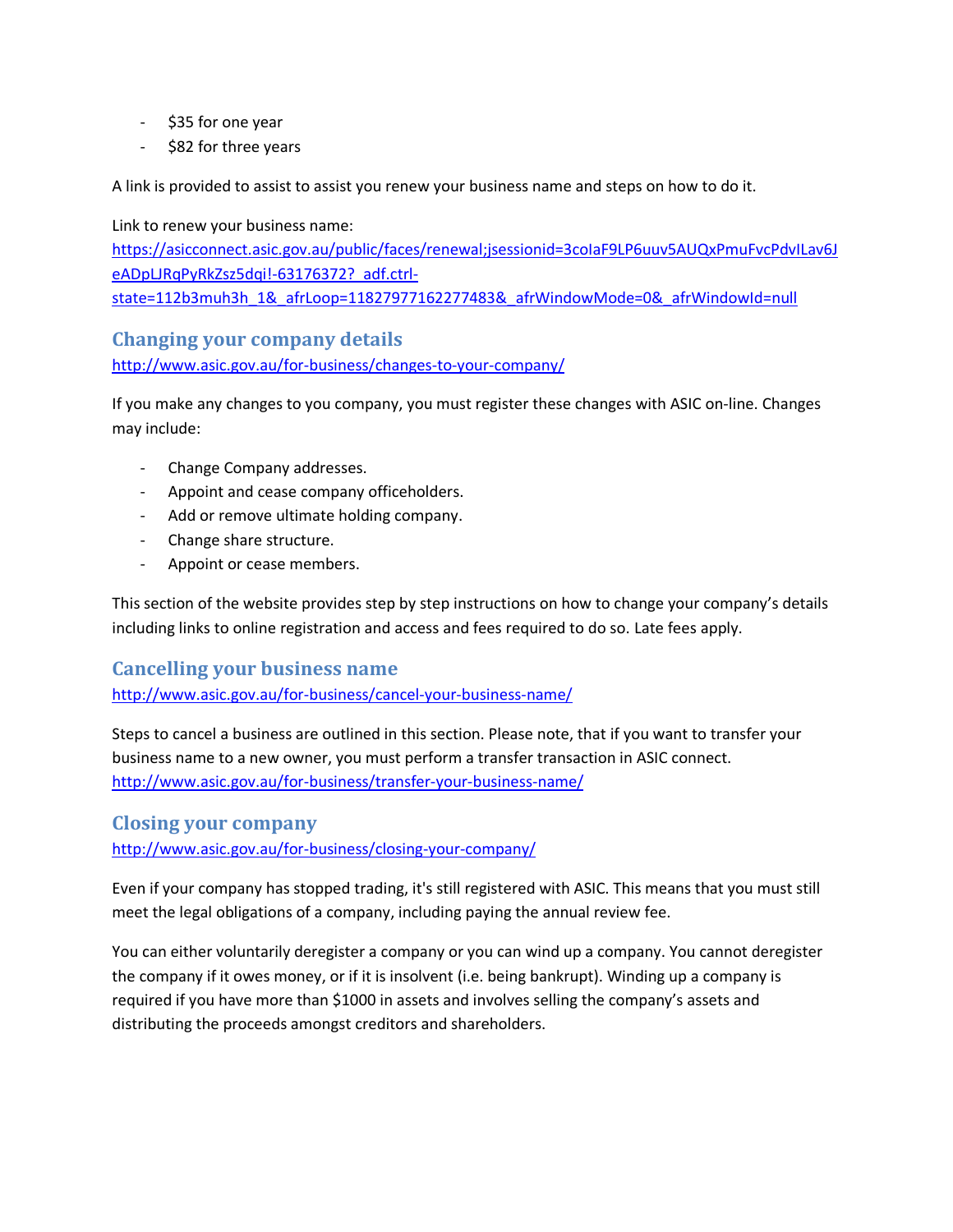- $35 for one year
- $82 for three years

A link is provided to assist to assist you renew your business name and steps on how to do it.

Link to renew your business name:
https://asicconnect.asic.gov.au/public/faces/renewal;jsessionid=3coIaF9LP6uuv5AUQxPmuFvcPdvILav6JeADpLJRqPyRkZsz5dqi!-63176372?_adf.ctrl-state=112b3muh3h_1&_afrLoop=11827977162277483&_afrWindowMode=0&_afrWindowId=null

## Changing your company details

http://www.asic.gov.au/for-business/changes-to-your-company/

If you make any changes to you company, you must register these changes with ASIC on-line. Changes may include:

- Change Company addresses.
- Appoint and cease company officeholders.
- Add or remove ultimate holding company.
- Change share structure.
- Appoint or cease members.

This section of the website provides step by step instructions on how to change your company's details including links to online registration and access and fees required to do so. Late fees apply.

## Cancelling your business name

http://www.asic.gov.au/for-business/cancel-your-business-name/

Steps to cancel a business are outlined in this section. Please note, that if you want to transfer your business name to a new owner, you must perform a transfer transaction in ASIC connect.
http://www.asic.gov.au/for-business/transfer-your-business-name/

## Closing your company

http://www.asic.gov.au/for-business/closing-your-company/

Even if your company has stopped trading, it's still registered with ASIC. This means that you must still meet the legal obligations of a company, including paying the annual review fee.

You can either voluntarily deregister a company or you can wind up a company. You cannot deregister the company if it owes money, or if it is insolvent (i.e. being bankrupt). Winding up a company is required if you have more than $1000 in assets and involves selling the company's assets and distributing the proceeds amongst creditors and shareholders.